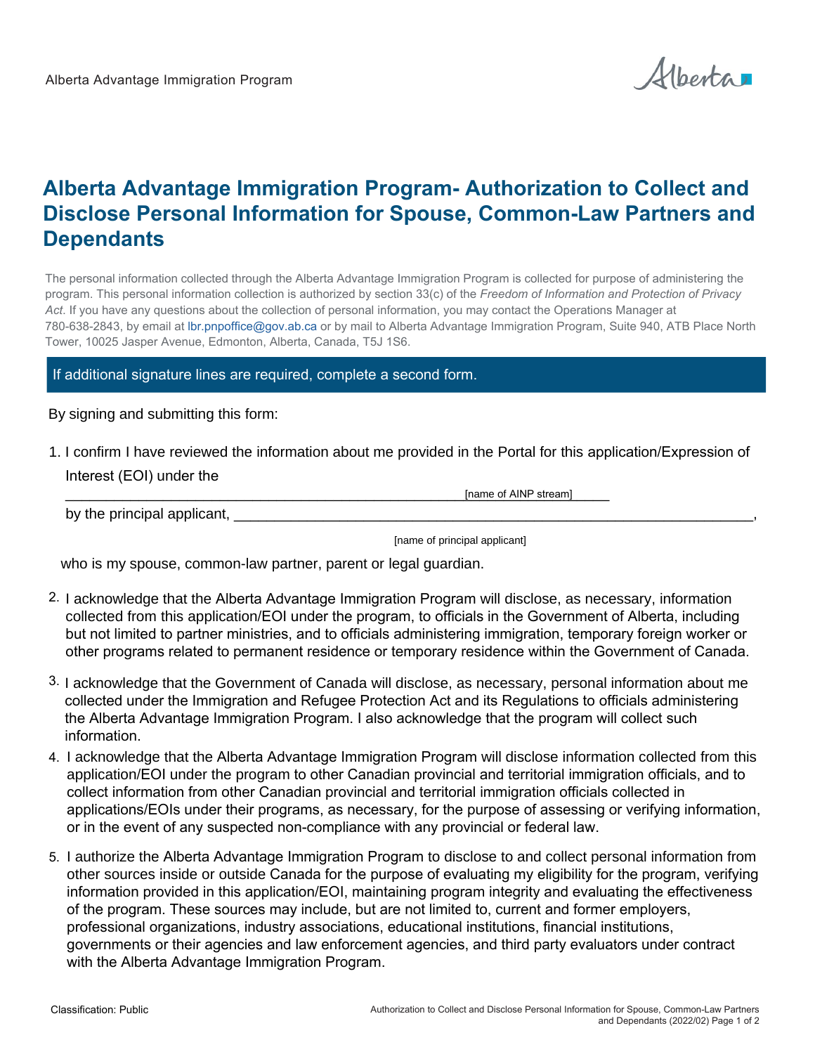# Alberta Advantage Immigration Program- Authorization to Collect and Disclose Personal Information for Spouse, Common-Law Partners and Dependants

The personal information collected through the Alberta Advantage Immigration Program is collected for purpose of administering the program. This personal information collection is authorized by section 33(c) of the *Freedom of Information and Protection of Privacy Act*. If you have any questions about the collection of personal information, you may contact the Operations Manager at 780-638-2843, by email at lbr.pnpoffice@gov.ab.ca or by mail to Alberta Advantage Immigration Program, Suite 940, ATB Place North Tower, 10025 Jasper Avenue, Edmonton, Alberta, Canada, T5J 1S6.

If additional signature lines are required, complete a second form.

By signing and submitting this form:

1. I confirm I have reviewed the information about me provided in the Portal for this application/Expression of Interest (EOI) under the

   ______________________________________________________ [name of AINP stream]

   by the principal applicant, ____________________________________________________________,

   [name of principal applicant]

   who is my spouse, common-law partner, parent or legal guardian.

2. I acknowledge that the Alberta Advantage Immigration Program will disclose, as necessary, information collected from this application/EOI under the program, to officials in the Government of Alberta, including but not limited to partner ministries, and to officials administering immigration, temporary foreign worker or other programs related to permanent residence or temporary residence within the Government of Canada.

3. I acknowledge that the Government of Canada will disclose, as necessary, personal information about me collected under the Immigration and Refugee Protection Act and its Regulations to officials administering the Alberta Advantage Immigration Program. I also acknowledge that the program will collect such information.

4. I acknowledge that the Alberta Advantage Immigration Program will disclose information collected from this application/EOI under the program to other Canadian provincial and territorial immigration officials, and to collect information from other Canadian provincial and territorial immigration officials collected in applications/EOIs under their programs, as necessary, for the purpose of assessing or verifying information, or in the event of any suspected non-compliance with any provincial or federal law.

5. I authorize the Alberta Advantage Immigration Program to disclose to and collect personal information from other sources inside or outside Canada for the purpose of evaluating my eligibility for the program, verifying information provided in this application/EOI, maintaining program integrity and evaluating the effectiveness of the program. These sources may include, but are not limited to, current and former employers, professional organizations, industry associations, educational institutions, financial institutions, governments or their agencies and law enforcement agencies, and third party evaluators under contract with the Alberta Advantage Immigration Program.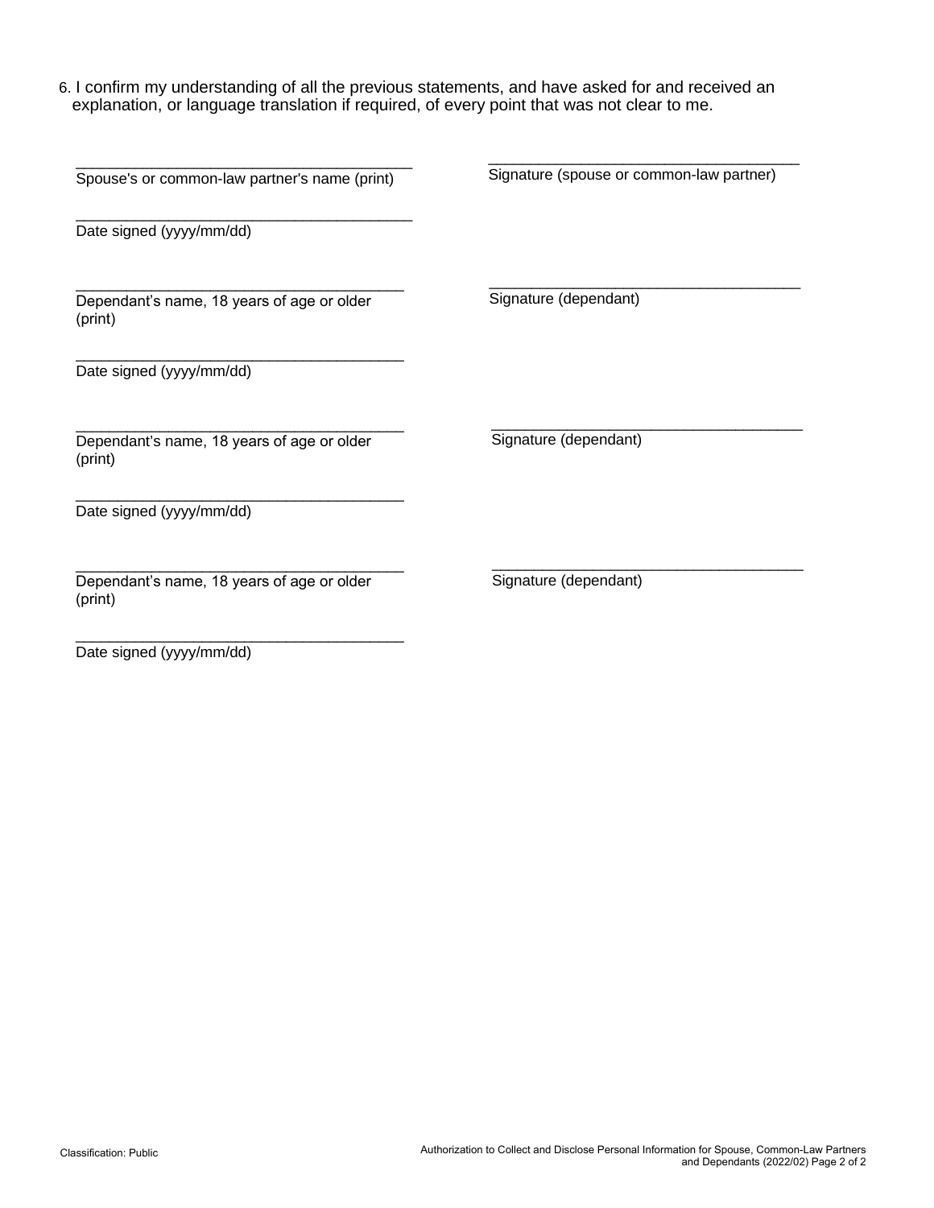6. I confirm my understanding of all the previous statements, and have asked for and received an explanation, or language translation if required, of every point that was not clear to me.

\_\_\_\_\_\_\_\_\_\_\_\_\_\_\_\_\_\_\_\_\_\_\_\_\_\_\_\_\_\_\_\_\_\_\_\_\_\_\_\_
Spouse's or common-law partner's name (print)

\_\_\_\_\_\_\_\_\_\_\_\_\_\_\_\_\_\_\_\_\_\_\_\_\_\_\_\_\_\_\_\_\_\_\_\_\_\_\_\_
Signature (spouse or common-law partner)

\_\_\_\_\_\_\_\_\_\_\_\_\_\_\_\_\_\_\_\_\_\_\_\_\_\_\_\_\_\_\_\_\_\_\_\_\_\_\_\_
Date signed (yyyy/mm/dd)

\_\_\_\_\_\_\_\_\_\_\_\_\_\_\_\_\_\_\_\_\_\_\_\_\_\_\_\_\_\_\_\_\_\_\_\_\_\_\_\_
Dependant's name, 18 years of age or older (print)

\_\_\_\_\_\_\_\_\_\_\_\_\_\_\_\_\_\_\_\_\_\_\_\_\_\_\_\_\_\_\_\_\_\_\_\_\_\_\_\_
Signature (dependant)

\_\_\_\_\_\_\_\_\_\_\_\_\_\_\_\_\_\_\_\_\_\_\_\_\_\_\_\_\_\_\_\_\_\_\_\_\_\_\_\_
Date signed (yyyy/mm/dd)

\_\_\_\_\_\_\_\_\_\_\_\_\_\_\_\_\_\_\_\_\_\_\_\_\_\_\_\_\_\_\_\_\_\_\_\_\_\_\_\_
Dependant's name, 18 years of age or older (print)

\_\_\_\_\_\_\_\_\_\_\_\_\_\_\_\_\_\_\_\_\_\_\_\_\_\_\_\_\_\_\_\_\_\_\_\_\_\_\_\_
Signature (dependant)

\_\_\_\_\_\_\_\_\_\_\_\_\_\_\_\_\_\_\_\_\_\_\_\_\_\_\_\_\_\_\_\_\_\_\_\_\_\_\_\_
Date signed (yyyy/mm/dd)

\_\_\_\_\_\_\_\_\_\_\_\_\_\_\_\_\_\_\_\_\_\_\_\_\_\_\_\_\_\_\_\_\_\_\_\_\_\_\_\_
Dependant's name, 18 years of age or older (print)

\_\_\_\_\_\_\_\_\_\_\_\_\_\_\_\_\_\_\_\_\_\_\_\_\_\_\_\_\_\_\_\_\_\_\_\_\_\_\_\_
Signature (dependant)

\_\_\_\_\_\_\_\_\_\_\_\_\_\_\_\_\_\_\_\_\_\_\_\_\_\_\_\_\_\_\_\_\_\_\_\_\_\_\_\_
Date signed (yyyy/mm/dd)

Classification: Public